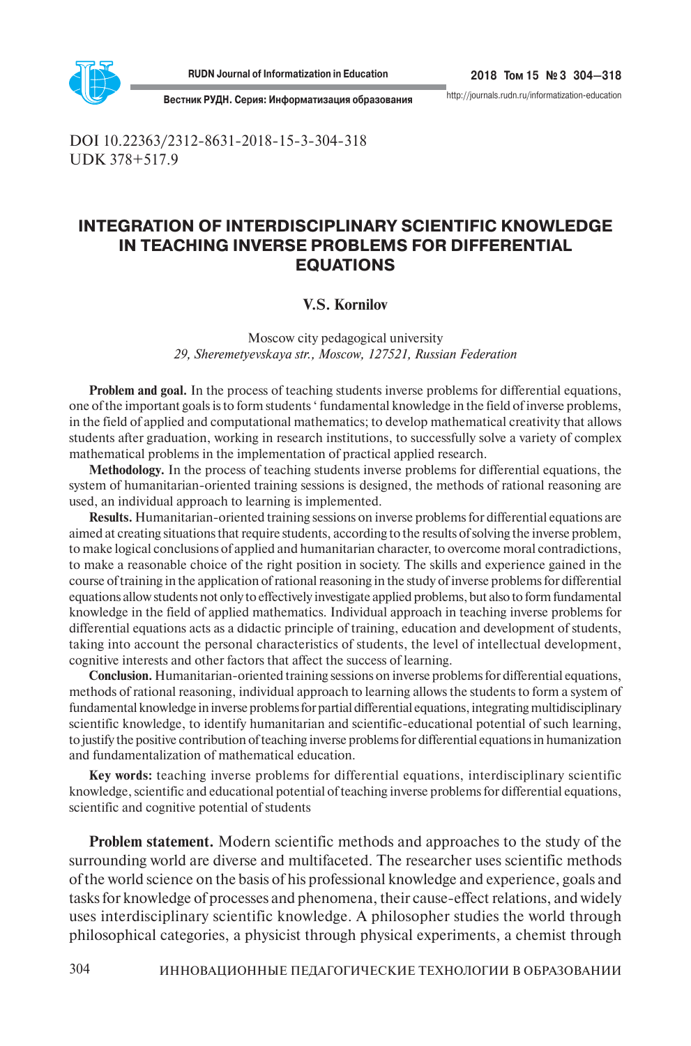DOI 10.22363/2312-8631-2018-15-3-304-318
UDK 378+517.9

# INTEGRATION OF INTERDISCIPLINARY SCIENTIFIC KNOWLEDGE IN TEACHING INVERSE PROBLEMS FOR DIFFERENTIAL EQUATIONS

**V.S. Kornilov**

Moscow city pedagogical university
*29, Sheremetyevskaya str., Moscow, 127521, Russian Federation*

**Problem and goal.** In the process of teaching students inverse problems for differential equations, one of the important goals is to form students ' fundamental knowledge in the field of inverse problems, in the field of applied and computational mathematics; to develop mathematical creativity that allows students after graduation, working in research institutions, to successfully solve a variety of complex mathematical problems in the implementation of practical applied research.

**Methodology.** In the process of teaching students inverse problems for differential equations, the system of humanitarian-oriented training sessions is designed, the methods of rational reasoning are used, an individual approach to learning is implemented.

**Results.** Humanitarian-oriented training sessions on inverse problems for differential equations are aimed at creating situations that require students, according to the results of solving the inverse problem, to make logical conclusions of applied and humanitarian character, to overcome moral contradictions, to make a reasonable choice of the right position in society. The skills and experience gained in the course of training in the application of rational reasoning in the study of inverse problems for differential equations allow students not only to effectively investigate applied problems, but also to form fundamental knowledge in the field of applied mathematics. Individual approach in teaching inverse problems for differential equations acts as a didactic principle of training, education and development of students, taking into account the personal characteristics of students, the level of intellectual development, cognitive interests and other factors that affect the success of learning.

**Conclusion.** Humanitarian-oriented training sessions on inverse problems for differential equations, methods of rational reasoning, individual approach to learning allows the students to form a system of fundamental knowledge in inverse problems for partial differential equations, integrating multidisciplinary scientific knowledge, to identify humanitarian and scientific-educational potential of such learning, to justify the positive contribution of teaching inverse problems for differential equations in humanization and fundamentalization of mathematical education.

**Key words:** teaching inverse problems for differential equations, interdisciplinary scientific knowledge, scientific and educational potential of teaching inverse problems for differential equations, scientific and cognitive potential of students

**Problem statement.** Modern scientific methods and approaches to the study of the surrounding world are diverse and multifaceted. The researcher uses scientific methods of the world science on the basis of his professional knowledge and experience, goals and tasks for knowledge of processes and phenomena, their cause-effect relations, and widely uses interdisciplinary scientific knowledge. A philosopher studies the world through philosophical categories, a physicist through physical experiments, a chemist through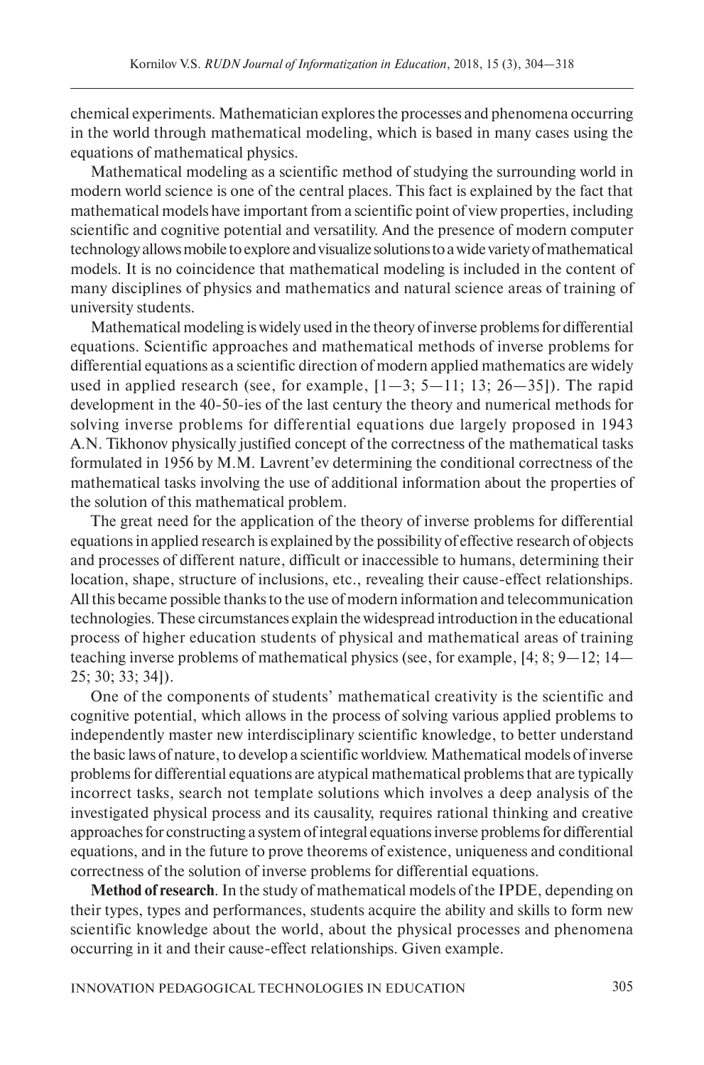chemical experiments. Mathematician explores the processes and phenomena occurring in the world through mathematical modeling, which is based in many cases using the equations of mathematical physics.

Mathematical modeling as a scientific method of studying the surrounding world in modern world science is one of the central places. This fact is explained by the fact that mathematical models have important from a scientific point of view properties, including scientific and cognitive potential and versatility. And the presence of modern computer technology allows mobile to explore and visualize solutions to a wide variety of mathematical models. It is no coincidence that mathematical modeling is included in the content of many disciplines of physics and mathematics and natural science areas of training of university students.

Mathematical modeling is widely used in the theory of inverse problems for differential equations. Scientific approaches and mathematical methods of inverse problems for differential equations as a scientific direction of modern applied mathematics are widely used in applied research (see, for example, [1—3; 5—11; 13; 26—35]). The rapid development in the 40-50-ies of the last century the theory and numerical methods for solving inverse problems for differential equations due largely proposed in 1943 A.N. Tikhonov physically justified concept of the correctness of the mathematical tasks formulated in 1956 by M.M. Lavrent'ev determining the conditional correctness of the mathematical tasks involving the use of additional information about the properties of the solution of this mathematical problem.

The great need for the application of the theory of inverse problems for differential equations in applied research is explained by the possibility of effective research of objects and processes of different nature, difficult or inaccessible to humans, determining their location, shape, structure of inclusions, etc., revealing their cause-effect relationships. All this became possible thanks to the use of modern information and telecommunication technologies. These circumstances explain the widespread introduction in the educational process of higher education students of physical and mathematical areas of training teaching inverse problems of mathematical physics (see, for example, [4; 8; 9—12; 14—25; 30; 33; 34]).

One of the components of students' mathematical creativity is the scientific and cognitive potential, which allows in the process of solving various applied problems to independently master new interdisciplinary scientific knowledge, to better understand the basic laws of nature, to develop a scientific worldview. Mathematical models of inverse problems for differential equations are atypical mathematical problems that are typically incorrect tasks, search not template solutions which involves a deep analysis of the investigated physical process and its causality, requires rational thinking and creative approaches for constructing a system of integral equations inverse problems for differential equations, and in the future to prove theorems of existence, uniqueness and conditional correctness of the solution of inverse problems for differential equations.

**Method of research**. In the study of mathematical models of the IPDE, depending on their types, types and performances, students acquire the ability and skills to form new scientific knowledge about the world, about the physical processes and phenomena occurring in it and their cause-effect relationships. Given example.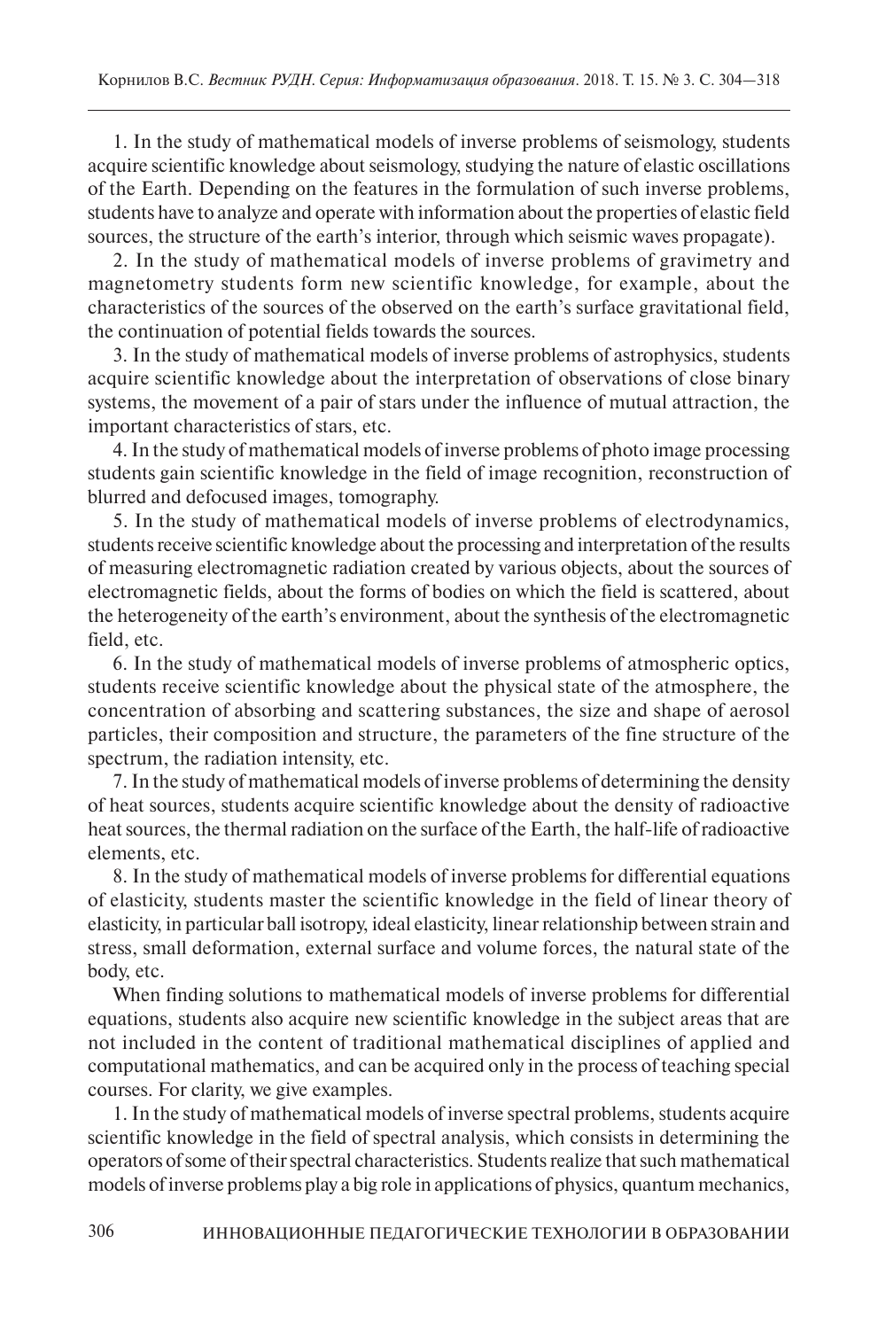1. In the study of mathematical models of inverse problems of seismology, students acquire scientific knowledge about seismology, studying the nature of elastic oscillations of the Earth. Depending on the features in the formulation of such inverse problems, students have to analyze and operate with information about the properties of elastic field sources, the structure of the earth's interior, through which seismic waves propagate).

2. In the study of mathematical models of inverse problems of gravimetry and magnetometry students form new scientific knowledge, for example, about the characteristics of the sources of the observed on the earth's surface gravitational field, the continuation of potential fields towards the sources.

3. In the study of mathematical models of inverse problems of astrophysics, students acquire scientific knowledge about the interpretation of observations of close binary systems, the movement of a pair of stars under the influence of mutual attraction, the important characteristics of stars, etc.

4. In the study of mathematical models of inverse problems of photo image processing students gain scientific knowledge in the field of image recognition, reconstruction of blurred and defocused images, tomography.

5. In the study of mathematical models of inverse problems of electrodynamics, students receive scientific knowledge about the processing and interpretation of the results of measuring electromagnetic radiation created by various objects, about the sources of electromagnetic fields, about the forms of bodies on which the field is scattered, about the heterogeneity of the earth's environment, about the synthesis of the electromagnetic field, etc.

6. In the study of mathematical models of inverse problems of atmospheric optics, students receive scientific knowledge about the physical state of the atmosphere, the concentration of absorbing and scattering substances, the size and shape of aerosol particles, their composition and structure, the parameters of the fine structure of the spectrum, the radiation intensity, etc.

7. In the study of mathematical models of inverse problems of determining the density of heat sources, students acquire scientific knowledge about the density of radioactive heat sources, the thermal radiation on the surface of the Earth, the half-life of radioactive elements, etc.

8. In the study of mathematical models of inverse problems for differential equations of elasticity, students master the scientific knowledge in the field of linear theory of elasticity, in particular ball isotropy, ideal elasticity, linear relationship between strain and stress, small deformation, external surface and volume forces, the natural state of the body, etc.

When finding solutions to mathematical models of inverse problems for differential equations, students also acquire new scientific knowledge in the subject areas that are not included in the content of traditional mathematical disciplines of applied and computational mathematics, and can be acquired only in the process of teaching special courses. For clarity, we give examples.

1. In the study of mathematical models of inverse spectral problems, students acquire scientific knowledge in the field of spectral analysis, which consists in determining the operators of some of their spectral characteristics. Students realize that such mathematical models of inverse problems play a big role in applications of physics, quantum mechanics,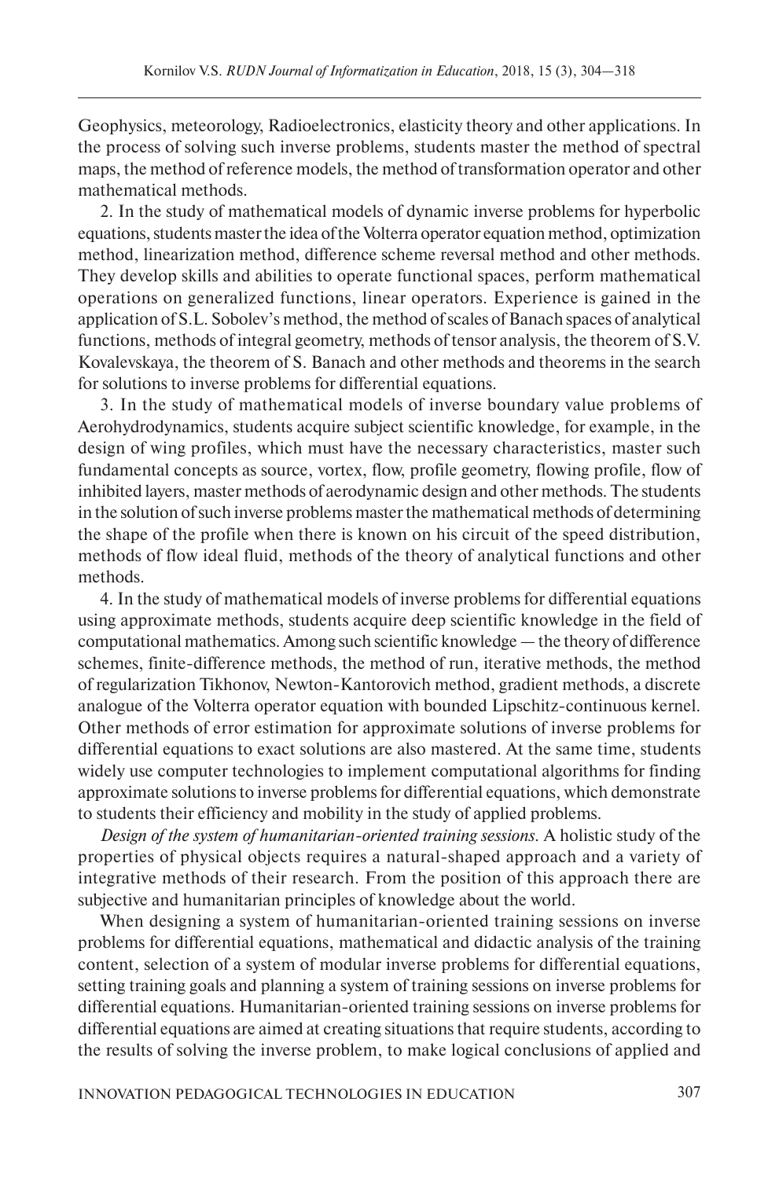Geophysics, meteorology, Radioelectronics, elasticity theory and other applications. In the process of solving such inverse problems, students master the method of spectral maps, the method of reference models, the method of transformation operator and other mathematical methods.

2. In the study of mathematical models of dynamic inverse problems for hyperbolic equations, students master the idea of the Volterra operator equation method, optimization method, linearization method, difference scheme reversal method and other methods. They develop skills and abilities to operate functional spaces, perform mathematical operations on generalized functions, linear operators. Experience is gained in the application of S.L. Sobolev's method, the method of scales of Banach spaces of analytical functions, methods of integral geometry, methods of tensor analysis, the theorem of S.V. Kovalevskaya, the theorem of S. Banach and other methods and theorems in the search for solutions to inverse problems for differential equations.

3. In the study of mathematical models of inverse boundary value problems of Aerohydrodynamics, students acquire subject scientific knowledge, for example, in the design of wing profiles, which must have the necessary characteristics, master such fundamental concepts as source, vortex, flow, profile geometry, flowing profile, flow of inhibited layers, master methods of aerodynamic design and other methods. The students in the solution of such inverse problems master the mathematical methods of determining the shape of the profile when there is known on his circuit of the speed distribution, methods of flow ideal fluid, methods of the theory of analytical functions and other methods.

4. In the study of mathematical models of inverse problems for differential equations using approximate methods, students acquire deep scientific knowledge in the field of computational mathematics. Among such scientific knowledge — the theory of difference schemes, finite-difference methods, the method of run, iterative methods, the method of regularization Tikhonov, Newton-Kantorovich method, gradient methods, a discrete analogue of the Volterra operator equation with bounded Lipschitz-continuous kernel. Other methods of error estimation for approximate solutions of inverse problems for differential equations to exact solutions are also mastered. At the same time, students widely use computer technologies to implement computational algorithms for finding approximate solutions to inverse problems for differential equations, which demonstrate to students their efficiency and mobility in the study of applied problems.

*Design of the system of humanitarian-oriented training sessions.* A holistic study of the properties of physical objects requires a natural-shaped approach and a variety of integrative methods of their research. From the position of this approach there are subjective and humanitarian principles of knowledge about the world.

When designing a system of humanitarian-oriented training sessions on inverse problems for differential equations, mathematical and didactic analysis of the training content, selection of a system of modular inverse problems for differential equations, setting training goals and planning a system of training sessions on inverse problems for differential equations. Humanitarian-oriented training sessions on inverse problems for differential equations are aimed at creating situations that require students, according to the results of solving the inverse problem, to make logical conclusions of applied and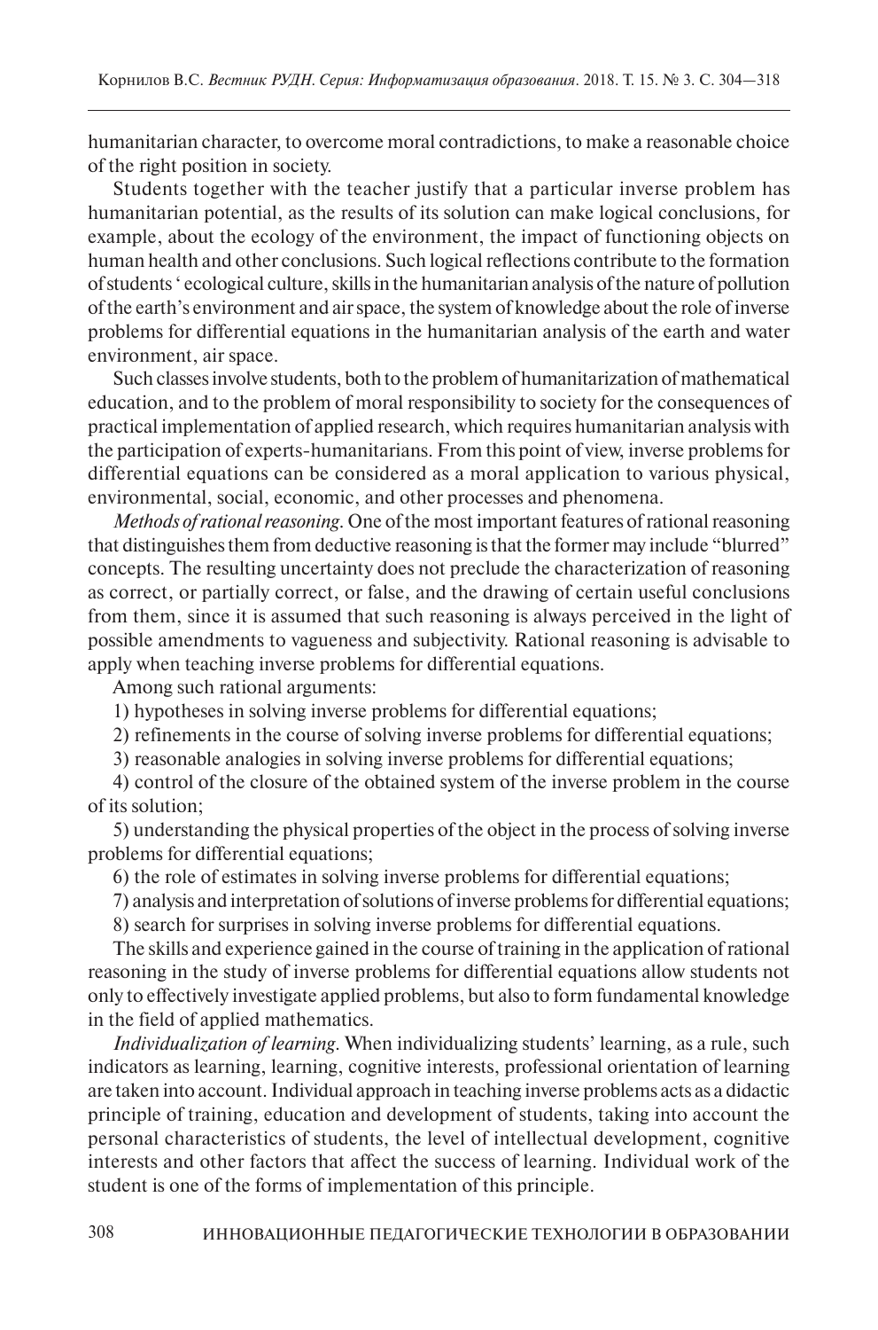humanitarian character, to overcome moral contradictions, to make a reasonable choice of the right position in society.

Students together with the teacher justify that a particular inverse problem has humanitarian potential, as the results of its solution can make logical conclusions, for example, about the ecology of the environment, the impact of functioning objects on human health and other conclusions. Such logical reflections contribute to the formation of students ' ecological culture, skills in the humanitarian analysis of the nature of pollution of the earth's environment and air space, the system of knowledge about the role of inverse problems for differential equations in the humanitarian analysis of the earth and water environment, air space.

Such classes involve students, both to the problem of humanitarization of mathematical education, and to the problem of moral responsibility to society for the consequences of practical implementation of applied research, which requires humanitarian analysis with the participation of experts-humanitarians. From this point of view, inverse problems for differential equations can be considered as a moral application to various physical, environmental, social, economic, and other processes and phenomena.

*Methods of rational reasoning*. One of the most important features of rational reasoning that distinguishes them from deductive reasoning is that the former may include "blurred" concepts. The resulting uncertainty does not preclude the characterization of reasoning as correct, or partially correct, or false, and the drawing of certain useful conclusions from them, since it is assumed that such reasoning is always perceived in the light of possible amendments to vagueness and subjectivity. Rational reasoning is advisable to apply when teaching inverse problems for differential equations.

Among such rational arguments:

1) hypotheses in solving inverse problems for differential equations;

2) refinements in the course of solving inverse problems for differential equations;

3) reasonable analogies in solving inverse problems for differential equations;

4) control of the closure of the obtained system of the inverse problem in the course of its solution;

5) understanding the physical properties of the object in the process of solving inverse problems for differential equations;

6) the role of estimates in solving inverse problems for differential equations;

7) analysis and interpretation of solutions of inverse problems for differential equations;

8) search for surprises in solving inverse problems for differential equations.

The skills and experience gained in the course of training in the application of rational reasoning in the study of inverse problems for differential equations allow students not only to effectively investigate applied problems, but also to form fundamental knowledge in the field of applied mathematics.

*Individualization of learning*. When individualizing students' learning, as a rule, such indicators as learning, learning, cognitive interests, professional orientation of learning are taken into account. Individual approach in teaching inverse problems acts as a didactic principle of training, education and development of students, taking into account the personal characteristics of students, the level of intellectual development, cognitive interests and other factors that affect the success of learning. Individual work of the student is one of the forms of implementation of this principle.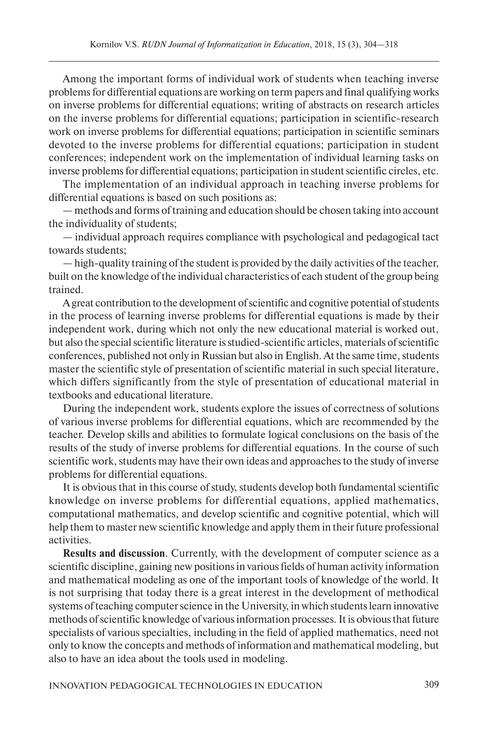Among the important forms of individual work of students when teaching inverse problems for differential equations are working on term papers and final qualifying works on inverse problems for differential equations; writing of abstracts on research articles on the inverse problems for differential equations; participation in scientific-research work on inverse problems for differential equations; participation in scientific seminars devoted to the inverse problems for differential equations; participation in student conferences; independent work on the implementation of individual learning tasks on inverse problems for differential equations; participation in student scientific circles, etc.

The implementation of an individual approach in teaching inverse problems for differential equations is based on such positions as:

— methods and forms of training and education should be chosen taking into account the individuality of students;

— individual approach requires compliance with psychological and pedagogical tact towards students;

— high-quality training of the student is provided by the daily activities of the teacher, built on the knowledge of the individual characteristics of each student of the group being trained.

A great contribution to the development of scientific and cognitive potential of students in the process of learning inverse problems for differential equations is made by their independent work, during which not only the new educational material is worked out, but also the special scientific literature is studied-scientific articles, materials of scientific conferences, published not only in Russian but also in English. At the same time, students master the scientific style of presentation of scientific material in such special literature, which differs significantly from the style of presentation of educational material in textbooks and educational literature.

During the independent work, students explore the issues of correctness of solutions of various inverse problems for differential equations, which are recommended by the teacher. Develop skills and abilities to formulate logical conclusions on the basis of the results of the study of inverse problems for differential equations. In the course of such scientific work, students may have their own ideas and approaches to the study of inverse problems for differential equations.

It is obvious that in this course of study, students develop both fundamental scientific knowledge on inverse problems for differential equations, applied mathematics, computational mathematics, and develop scientific and cognitive potential, which will help them to master new scientific knowledge and apply them in their future professional activities.

**Results and discussion**. Currently, with the development of computer science as a scientific discipline, gaining new positions in various fields of human activity information and mathematical modeling as one of the important tools of knowledge of the world. It is not surprising that today there is a great interest in the development of methodical systems of teaching computer science in the University, in which students learn innovative methods of scientific knowledge of various information processes. It is obvious that future specialists of various specialties, including in the field of applied mathematics, need not only to know the concepts and methods of information and mathematical modeling, but also to have an idea about the tools used in modeling.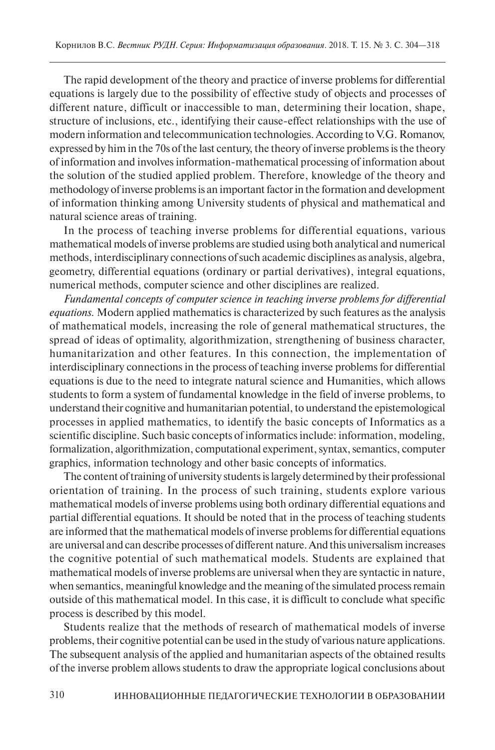The rapid development of the theory and practice of inverse problems for differential equations is largely due to the possibility of effective study of objects and processes of different nature, difficult or inaccessible to man, determining their location, shape, structure of inclusions, etc., identifying their cause-effect relationships with the use of modern information and telecommunication technologies. According to V.G. Romanov, expressed by him in the 70s of the last century, the theory of inverse problems is the theory of information and involves information-mathematical processing of information about the solution of the studied applied problem. Therefore, knowledge of the theory and methodology of inverse problems is an important factor in the formation and development of information thinking among University students of physical and mathematical and natural science areas of training.

In the process of teaching inverse problems for differential equations, various mathematical models of inverse problems are studied using both analytical and numerical methods, interdisciplinary connections of such academic disciplines as analysis, algebra, geometry, differential equations (ordinary or partial derivatives), integral equations, numerical methods, computer science and other disciplines are realized.

*Fundamental concepts of computer science in teaching inverse problems for differential equations.* Modern applied mathematics is characterized by such features as the analysis of mathematical models, increasing the role of general mathematical structures, the spread of ideas of optimality, algorithmization, strengthening of business character, humanitarization and other features. In this connection, the implementation of interdisciplinary connections in the process of teaching inverse problems for differential equations is due to the need to integrate natural science and Humanities, which allows students to form a system of fundamental knowledge in the field of inverse problems, to understand their cognitive and humanitarian potential, to understand the epistemological processes in applied mathematics, to identify the basic concepts of Informatics as a scientific discipline. Such basic concepts of informatics include: information, modeling, formalization, algorithmization, computational experiment, syntax, semantics, computer graphics, information technology and other basic concepts of informatics.

The content of training of university students is largely determined by their professional orientation of training. In the process of such training, students explore various mathematical models of inverse problems using both ordinary differential equations and partial differential equations. It should be noted that in the process of teaching students are informed that the mathematical models of inverse problems for differential equations are universal and can describe processes of different nature. And this universalism increases the cognitive potential of such mathematical models. Students are explained that mathematical models of inverse problems are universal when they are syntactic in nature, when semantics, meaningful knowledge and the meaning of the simulated process remain outside of this mathematical model. In this case, it is difficult to conclude what specific process is described by this model.

Students realize that the methods of research of mathematical models of inverse problems, their cognitive potential can be used in the study of various nature applications. The subsequent analysis of the applied and humanitarian aspects of the obtained results of the inverse problem allows students to draw the appropriate logical conclusions about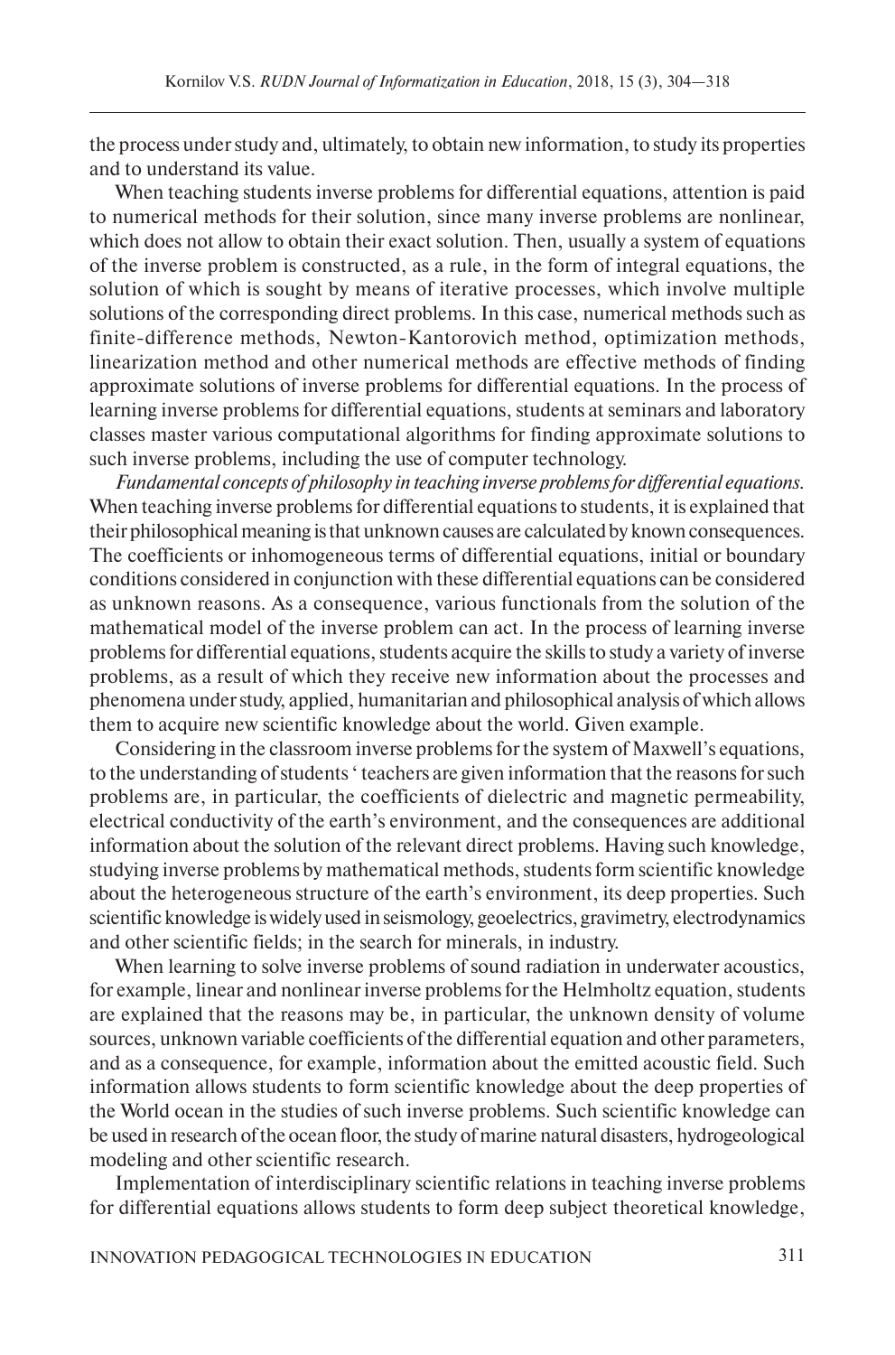the process under study and, ultimately, to obtain new information, to study its properties and to understand its value.

When teaching students inverse problems for differential equations, attention is paid to numerical methods for their solution, since many inverse problems are nonlinear, which does not allow to obtain their exact solution. Then, usually a system of equations of the inverse problem is constructed, as a rule, in the form of integral equations, the solution of which is sought by means of iterative processes, which involve multiple solutions of the corresponding direct problems. In this case, numerical methods such as finite-difference methods, Newton-Kantorovich method, optimization methods, linearization method and other numerical methods are effective methods of finding approximate solutions of inverse problems for differential equations. In the process of learning inverse problems for differential equations, students at seminars and laboratory classes master various computational algorithms for finding approximate solutions to such inverse problems, including the use of computer technology.

*Fundamental concepts of philosophy in teaching inverse problems for differential equations.* When teaching inverse problems for differential equations to students, it is explained that their philosophical meaning is that unknown causes are calculated by known consequences. The coefficients or inhomogeneous terms of differential equations, initial or boundary conditions considered in conjunction with these differential equations can be considered as unknown reasons. As a consequence, various functionals from the solution of the mathematical model of the inverse problem can act. In the process of learning inverse problems for differential equations, students acquire the skills to study a variety of inverse problems, as a result of which they receive new information about the processes and phenomena under study, applied, humanitarian and philosophical analysis of which allows them to acquire new scientific knowledge about the world. Given example.

Considering in the classroom inverse problems for the system of Maxwell's equations, to the understanding of students ' teachers are given information that the reasons for such problems are, in particular, the coefficients of dielectric and magnetic permeability, electrical conductivity of the earth's environment, and the consequences are additional information about the solution of the relevant direct problems. Having such knowledge, studying inverse problems by mathematical methods, students form scientific knowledge about the heterogeneous structure of the earth's environment, its deep properties. Such scientific knowledge is widely used in seismology, geoelectrics, gravimetry, electrodynamics and other scientific fields; in the search for minerals, in industry.

When learning to solve inverse problems of sound radiation in underwater acoustics, for example, linear and nonlinear inverse problems for the Helmholtz equation, students are explained that the reasons may be, in particular, the unknown density of volume sources, unknown variable coefficients of the differential equation and other parameters, and as a consequence, for example, information about the emitted acoustic field. Such information allows students to form scientific knowledge about the deep properties of the World ocean in the studies of such inverse problems. Such scientific knowledge can be used in research of the ocean floor, the study of marine natural disasters, hydrogeological modeling and other scientific research.

Implementation of interdisciplinary scientific relations in teaching inverse problems for differential equations allows students to form deep subject theoretical knowledge,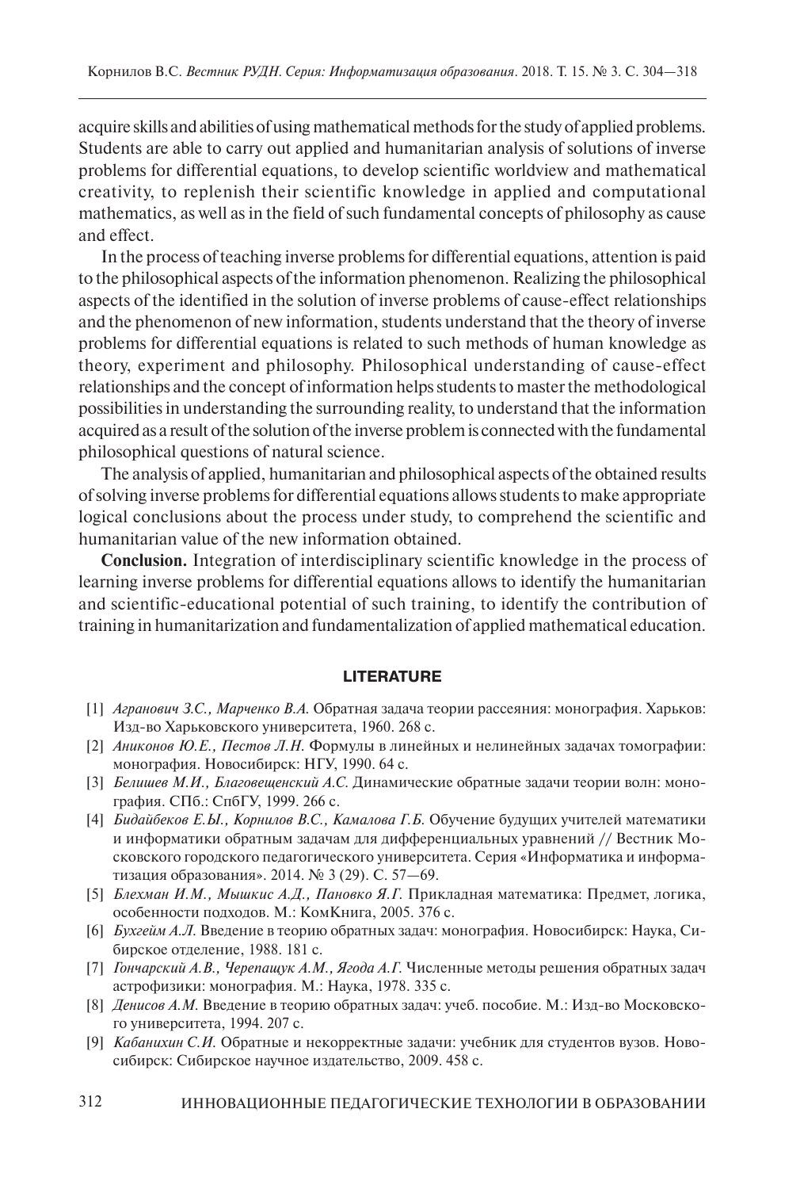acquire skills and abilities of using mathematical methods for the study of applied problems. Students are able to carry out applied and humanitarian analysis of solutions of inverse problems for differential equations, to develop scientific worldview and mathematical creativity, to replenish their scientific knowledge in applied and computational mathematics, as well as in the field of such fundamental concepts of philosophy as cause and effect.

In the process of teaching inverse problems for differential equations, attention is paid to the philosophical aspects of the information phenomenon. Realizing the philosophical aspects of the identified in the solution of inverse problems of cause-effect relationships and the phenomenon of new information, students understand that the theory of inverse problems for differential equations is related to such methods of human knowledge as theory, experiment and philosophy. Philosophical understanding of cause-effect relationships and the concept of information helps students to master the methodological possibilities in understanding the surrounding reality, to understand that the information acquired as a result of the solution of the inverse problem is connected with the fundamental philosophical questions of natural science.

The analysis of applied, humanitarian and philosophical aspects of the obtained results of solving inverse problems for differential equations allows students to make appropriate logical conclusions about the process under study, to comprehend the scientific and humanitarian value of the new information obtained.

**Conclusion.** Integration of interdisciplinary scientific knowledge in the process of learning inverse problems for differential equations allows to identify the humanitarian and scientific-educational potential of such training, to identify the contribution of training in humanitarization and fundamentalization of applied mathematical education.

## LITERATURE

[1] *Агранович З.С., Марченко В.А.* Обратная задача теории рассеяния: монография. Харьков: Изд-во Харьковского университета, 1960. 268 с.

[2] *Аниконов Ю.Е., Пестов Л.Н.* Формулы в линейных и нелинейных задачах томографии: монография. Новосибирск: НГУ, 1990. 64 с.

[3] *Белишев М.И., Благовещенский А.С.* Динамические обратные задачи теории волн: монография. СПб.: СпбГУ, 1999. 266 с.

[4] *Бидайбеков Е.Ы., Корнилов В.С., Камалова Г.Б.* Обучение будущих учителей математики и информатики обратным задачам для дифференциальных уравнений // Вестник Московского городского педагогического университета. Серия «Информатика и информатизация образования». 2014. № 3 (29). С. 57—69.

[5] *Блехман И.М., Мышкис А.Д., Пановко Я.Г.* Прикладная математика: Предмет, логика, особенности подходов. М.: КомКнига, 2005. 376 с.

[6] *Бухгейм А.Л.* Введение в теорию обратных задач: монография. Новосибирск: Наука, Сибирское отделение, 1988. 181 с.

[7] *Гончарский А.В., Черепащук А.М., Ягода А.Г.* Численные методы решения обратных задач астрофизики: монография. М.: Наука, 1978. 335 с.

[8] *Денисов А.М.* Введение в теорию обратных задач: учеб. пособие. М.: Изд-во Московского университета, 1994. 207 с.

[9] *Кабанихин С.И.* Обратные и некорректные задачи: учебник для студентов вузов. Новосибирск: Сибирское научное издательство, 2009. 458 с.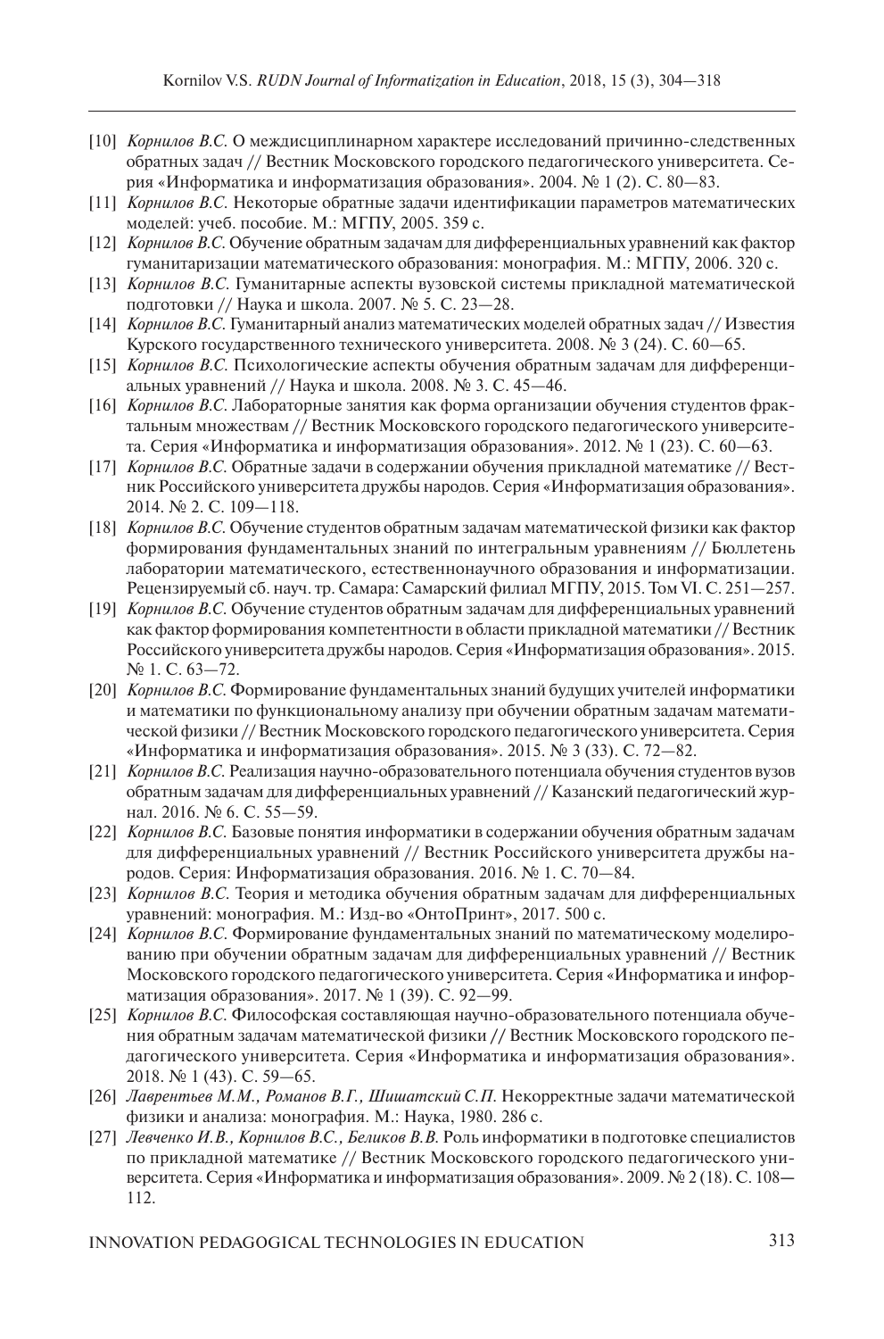[10] *Корнилов В.С.* О междисциплинарном характере исследований причинно-следственных обратных задач // Вестник Московского городского педагогического университета. Серия «Информатика и информатизация образования». 2004. № 1 (2). С. 80—83.

[11] *Корнилов В.С.* Некоторые обратные задачи идентификации параметров математических моделей: учеб. пособие. М.: МГПУ, 2005. 359 с.

[12] *Корнилов В.С.* Обучение обратным задачам для дифференциальных уравнений как фактор гуманитаризации математического образования: монография. М.: МГПУ, 2006. 320 с.

[13] *Корнилов В.С.* Гуманитарные аспекты вузовской системы прикладной математической подготовки // Наука и школа. 2007. № 5. С. 23—28.

[14] *Корнилов В.С.* Гуманитарный анализ математических моделей обратных задач // Известия Курского государственного технического университета. 2008. № 3 (24). С. 60—65.

[15] *Корнилов В.С.* Психологические аспекты обучения обратным задачам для дифференциальных уравнений // Наука и школа. 2008. № 3. С. 45—46.

[16] *Корнилов В.С.* Лабораторные занятия как форма организации обучения студентов фрактальным множествам // Вестник Московского городского педагогического университета. Серия «Информатика и информатизация образования». 2012. № 1 (23). С. 60—63.

[17] *Корнилов В.С.* Обратные задачи в содержании обучения прикладной математике // Вестник Российского университета дружбы народов. Серия «Информатизация образования». 2014. № 2. С. 109—118.

[18] *Корнилов В.С.* Обучение студентов обратным задачам математической физики как фактор формирования фундаментальных знаний по интегральным уравнениям // Бюллетень лаборатории математического, естественнонаучного образования и информатизации. Рецензируемый сб. науч. тр. Самара: Самарский филиал МГПУ, 2015. Том VI. С. 251—257.

[19] *Корнилов В.С.* Обучение студентов обратным задачам для дифференциальных уравнений как фактор формирования компетентности в области прикладной математики // Вестник Российского университета дружбы народов. Серия «Информатизация образования». 2015. № 1. С. 63—72.

[20] *Корнилов В.С.* Формирование фундаментальных знаний будущих учителей информатики и математики по функциональному анализу при обучении обратным задачам математической физики // Вестник Московского городского педагогического университета. Серия «Информатика и информатизация образования». 2015. № 3 (33). С. 72—82.

[21] *Корнилов В.С.* Реализация научно-образовательного потенциала обучения студентов вузов обратным задачам для дифференциальных уравнений // Казанский педагогический журнал. 2016. № 6. С. 55—59.

[22] *Корнилов В.С.* Базовые понятия информатики в содержании обучения обратным задачам для дифференциальных уравнений // Вестник Российского университета дружбы народов. Серия: Информатизация образования. 2016. № 1. С. 70—84.

[23] *Корнилов В.С.* Теория и методика обучения обратным задачам для дифференциальных уравнений: монография. М.: Изд-во «ОнтоПринт», 2017. 500 с.

[24] *Корнилов В.С.* Формирование фундаментальных знаний по математическому моделированию при обучении обратным задачам для дифференциальных уравнений // Вестник Московского городского педагогического университета. Серия «Информатика и информатизация образования». 2017. № 1 (39). С. 92—99.

[25] *Корнилов В.С.* Философская составляющая научно-образовательного потенциала обучения обратным задачам математической физики // Вестник Московского городского педагогического университета. Серия «Информатика и информатизация образования». 2018. № 1 (43). С. 59—65.

[26] *Лаврентьев М.М., Романов В.Г., Шишатский С.П.* Некорректные задачи математической физики и анализа: монография. М.: Наука, 1980. 286 с.

[27] *Левченко И.В., Корнилов В.С., Беликов В.В.* Роль информатики в подготовке специалистов по прикладной математике // Вестник Московского городского педагогического университета. Серия «Информатика и информатизация образования». 2009. № 2 (18). С. 108—112.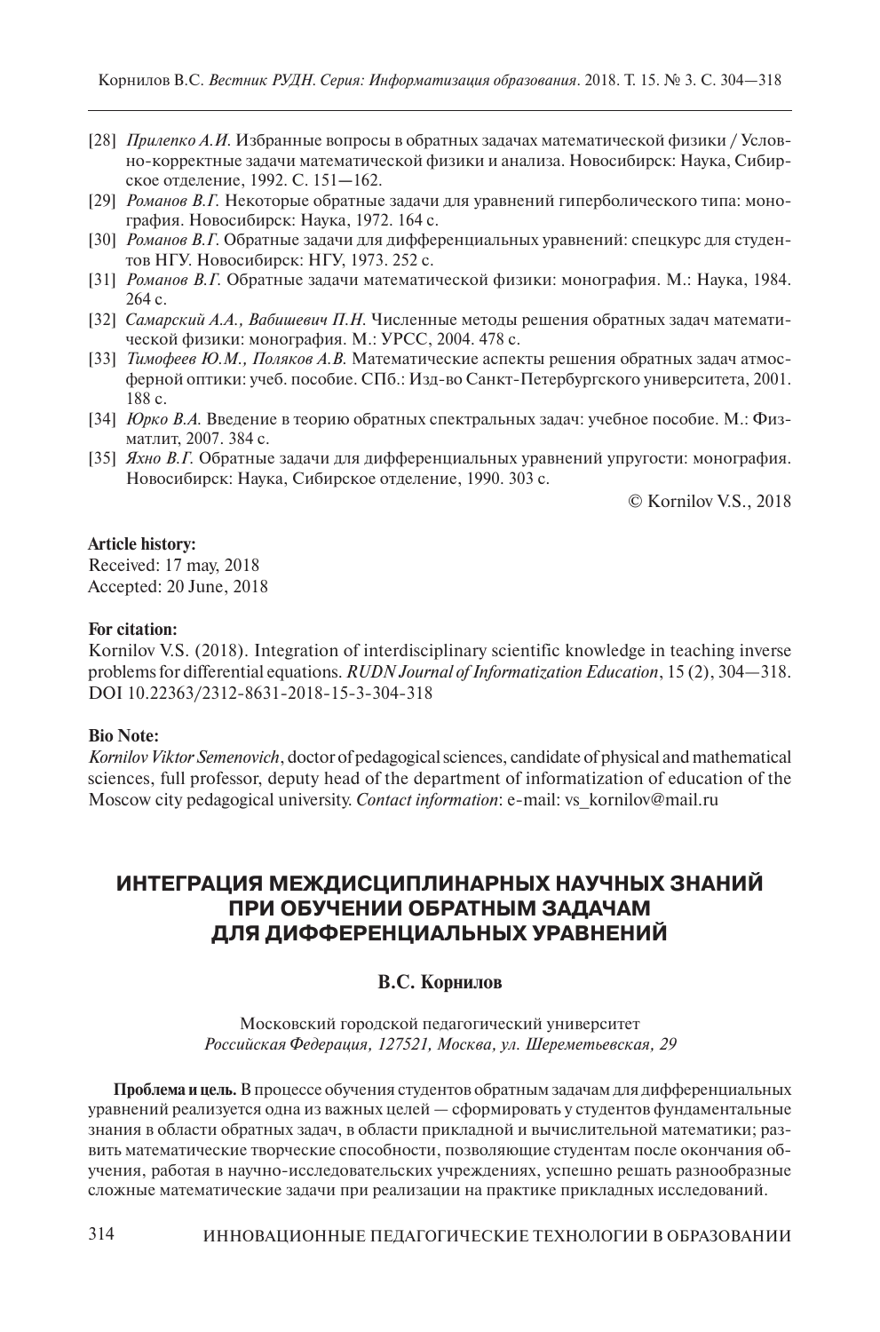[28] *Прилепко А.И.* Избранные вопросы в обратных задачах математической физики / Условно-корректные задачи математической физики и анализа. Новосибирск: Наука, Сибирское отделение, 1992. С. 151—162.

[29] *Романов В.Г.* Некоторые обратные задачи для уравнений гиперболического типа: монография. Новосибирск: Наука, 1972. 164 с.

[30] *Романов В.Г.* Обратные задачи для дифференциальных уравнений: спецкурс для студентов НГУ. Новосибирск: НГУ, 1973. 252 с.

[31] *Романов В.Г.* Обратные задачи математической физики: монография. М.: Наука, 1984. 264 с.

[32] *Самарский А.А., Вабишевич П.Н.* Численные методы решения обратных задач математической физики: монография. М.: УРСС, 2004. 478 с.

[33] *Тимофеев Ю.М., Поляков А.В.* Математические аспекты решения обратных задач атмосферной оптики: учеб. пособие. СПб.: Изд-во Санкт-Петербургского университета, 2001. 188 с.

[34] *Юрко В.А.* Введение в теорию обратных спектральных задач: учебное пособие. М.: Физматлит, 2007. 384 с.

[35] *Яхно В.Г.* Обратные задачи для дифференциальных уравнений упругости: монография. Новосибирск: Наука, Сибирское отделение, 1990. 303 с.

© Kornilov V.S., 2018

**Article history:**
Received: 17 may, 2018
Accepted: 20 June, 2018

**For citation:**
Kornilov V.S. (2018). Integration of interdisciplinary scientific knowledge in teaching inverse problems for differential equations. *RUDN Journal of Informatization Education*, 15 (2), 304—318. DOI 10.22363/2312-8631-2018-15-3-304-318

**Bio Note:**
*Kornilov Viktor Semenovich*, doctor of pedagogical sciences, candidate of physical and mathematical sciences, full professor, deputy head of the department of informatization of education of the Moscow city pedagogical university. *Contact information*: e-mail: vs_kornilov@mail.ru

# ИНТЕГРАЦИЯ МЕЖДИСЦИПЛИНАРНЫХ НАУЧНЫХ ЗНАНИЙ ПРИ ОБУЧЕНИИ ОБРАТНЫМ ЗАДАЧАМ ДЛЯ ДИФФЕРЕНЦИАЛЬНЫХ УРАВНЕНИЙ

**В.С. Корнилов**

Московский городской педагогический университет
*Российская Федерация, 127521, Москва, ул. Шереметьевская, 29*

**Проблема и цель.** В процессе обучения студентов обратным задачам для дифференциальных уравнений реализуется одна из важных целей — сформировать у студентов фундаментальные знания в области обратных задач, в области прикладной и вычислительной математики; развить математические творческие способности, позволяющие студентам после окончания обучения, работая в научно-исследовательских учреждениях, успешно решать разнообразные сложные математические задачи при реализации на практике прикладных исследований.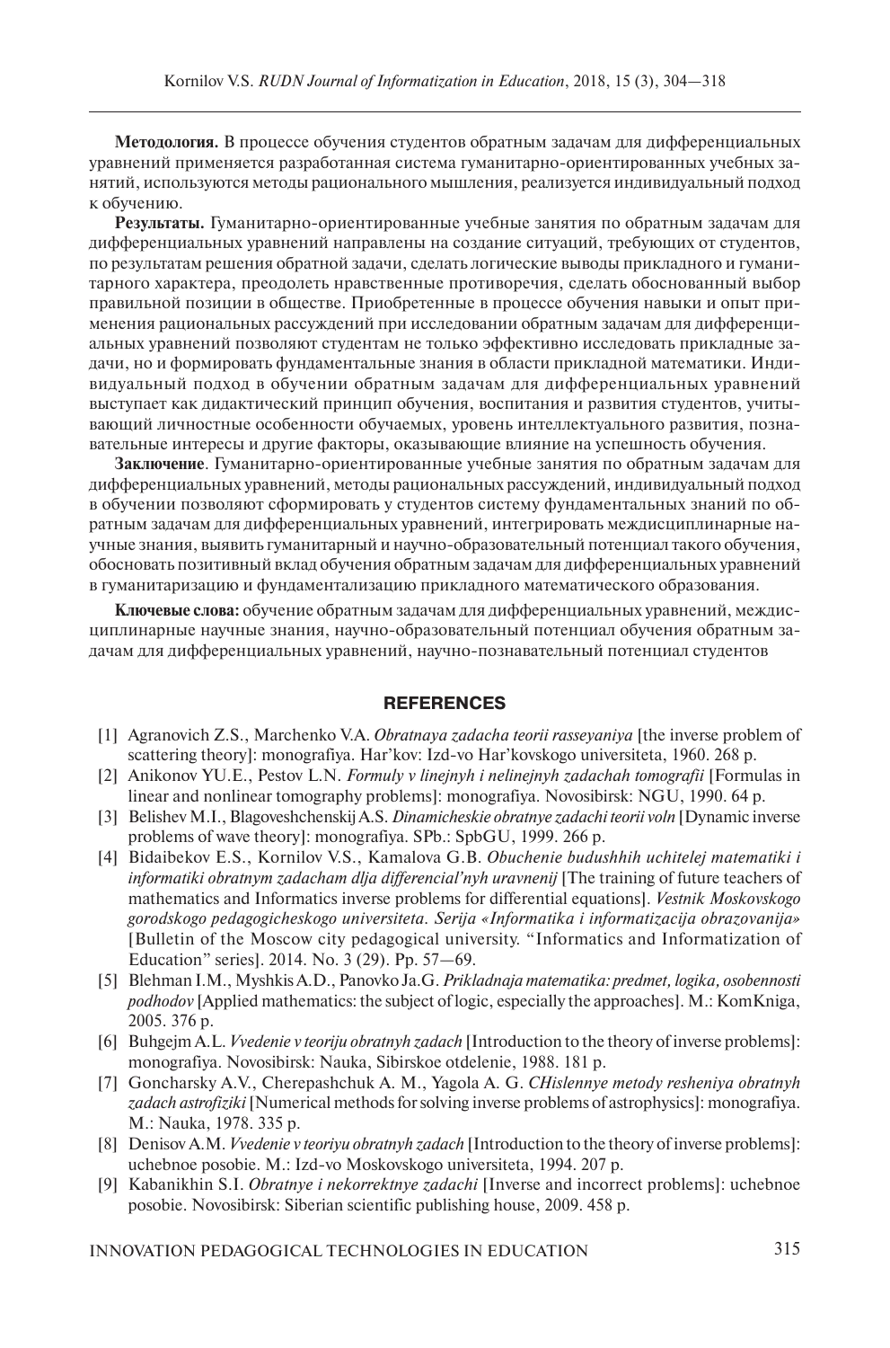**Методология.** В процессе обучения студентов обратным задачам для дифференциальных уравнений применяется разработанная система гуманитарно-ориентированных учебных занятий, используются методы рационального мышления, реализуется индивидуальный подход к обучению.

**Результаты.** Гуманитарно-ориентированные учебные занятия по обратным задачам для дифференциальных уравнений направлены на создание ситуаций, требующих от студентов, по результатам решения обратной задачи, сделать логические выводы прикладного и гуманитарного характера, преодолеть нравственные противоречия, сделать обоснованный выбор правильной позиции в обществе. Приобретенные в процессе обучения навыки и опыт применения рациональных рассуждений при исследовании обратным задачам для дифференциальных уравнений позволяют студентам не только эффективно исследовать прикладные задачи, но и формировать фундаментальные знания в области прикладной математики. Индивидуальный подход в обучении обратным задачам для дифференциальных уравнений выступает как дидактический принцип обучения, воспитания и развития студентов, учитывающий личностные особенности обучаемых, уровень интеллектуального развития, познавательные интересы и другие факторы, оказывающие влияние на успешность обучения.

**Заключение**. Гуманитарно-ориентированные учебные занятия по обратным задачам для дифференциальных уравнений, методы рациональных рассуждений, индивидуальный подход в обучении позволяют сформировать у студентов систему фундаментальных знаний по обратным задачам для дифференциальных уравнений, интегрировать междисциплинарные научные знания, выявить гуманитарный и научно-образовательный потенциал такого обучения, обосновать позитивный вклад обучения обратным задачам для дифференциальных уравнений в гуманитаризацию и фундаментализацию прикладного математического образования.

**Ключевые слова:** обучение обратным задачам для дифференциальных уравнений, междисциплинарные научные знания, научно-образовательный потенциал обучения обратным задачам для дифференциальных уравнений, научно-познавательный потенциал студентов

## REFERENCES

[1] Agranovich Z.S., Marchenko V.A. *Obratnaya zadacha teorii rasseyaniya* [the inverse problem of scattering theory]: monografiya. Har'kov: Izd-vo Har'kovskogo universiteta, 1960. 268 p.

[2] Anikonov YU.E., Pestov L.N. *Formuly v linejnyh i nelinejnyh zadachah tomografii* [Formulas in linear and nonlinear tomography problems]: monografiya. Novosibirsk: NGU, 1990. 64 p.

[3] Belishev M.I., Blagoveshchenskij A.S. *Dinamicheskie obratnye zadachi teorii voln* [Dynamic inverse problems of wave theory]: monografiya. SPb.: SpbGU, 1999. 266 p.

[4] Bidaibekov E.S., Kornilov V.S., Kamalova G.B. *Obuchenie budushhih uchitelej matematiki i informatiki obratnym zadacham dlja differencial'nyh uravnenij* [The training of future teachers of mathematics and Informatics inverse problems for differential equations]. *Vestnik Moskovskogo gorodskogo pedagogicheskogo universiteta. Serija «Informatika i informatizacija obrazovanija»* [Bulletin of the Moscow city pedagogical university. "Informatics and Informatization of Education" series]. 2014. No. 3 (29). Pp. 57—69.

[5] Blehman I.M., Myshkis A.D., Panovko Ja.G. *Prikladnaja matematika: predmet, logika, osobennosti podhodov* [Applied mathematics: the subject of logic, especially the approaches]. M.: KomKniga, 2005. 376 p.

[6] Buhgejm A.L. *Vvedenie v teoriju obratnyh zadach* [Introduction to the theory of inverse problems]: monografiya. Novosibirsk: Nauka, Sibirskoe otdelenie, 1988. 181 p.

[7] Goncharsky A.V., Cherepashchuk A. M., Yagola A. G. *CHislennye metody resheniya obratnyh zadach astrofiziki* [Numerical methods for solving inverse problems of astrophysics]: monografiya. M.: Nauka, 1978. 335 p.

[8] Denisov A.M. *Vvedenie v teoriyu obratnyh zadach* [Introduction to the theory of inverse problems]: uchebnoe posobie. M.: Izd-vo Moskovskogo universiteta, 1994. 207 p.

[9] Kabanikhin S.I. *Obratnye i nekorrektnye zadachi* [Inverse and incorrect problems]: uchebnoe posobie. Novosibirsk: Siberian scientific publishing house, 2009. 458 p.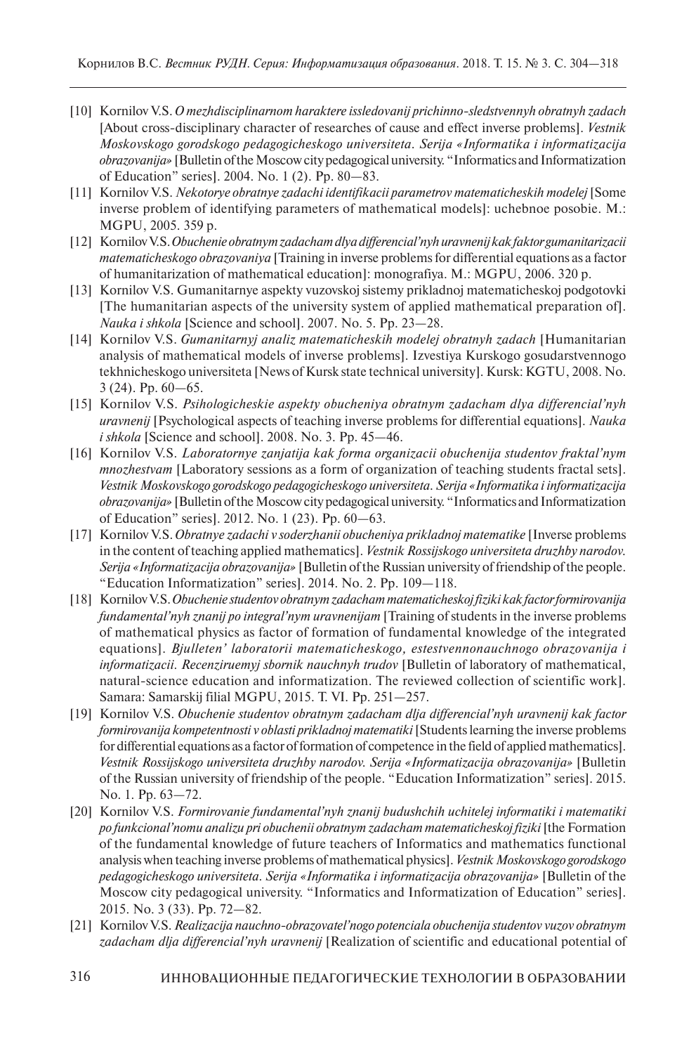[10] Kornilov V.S. *O mezhdisciplinarnom haraktere issledovanij prichinno-sledstvennyh obratnyh zadach* [About cross-disciplinary character of researches of cause and effect inverse problems]. *Vestnik Moskovskogo gorodskogo pedagogicheskogo universiteta. Serija «Informatika i informatizacija obrazovanija»* [Bulletin of the Moscow city pedagogical university. "Informatics and Informatization of Education" series]. 2004. No. 1 (2). Pp. 80—83.

[11] Kornilov V.S. *Nekotorye obratnye zadachi identifikacii parametrov matematicheskih modelej* [Some inverse problem of identifying parameters of mathematical models]: uchebnoe posobie. M.: MGPU, 2005. 359 p.

[12] Kornilov V.S. *Obuchenie obratnym zadacham dlya differencial'nyh uravnenij kak faktor gumanitarizacii matematicheskogo obrazovaniya* [Training in inverse problems for differential equations as a factor of humanitarization of mathematical education]: monografiya. M.: MGPU, 2006. 320 p.

[13] Kornilov V.S. Gumanitarnye aspekty vuzovskoj sistemy prikladnoj matematicheskoj podgotovki [The humanitarian aspects of the university system of applied mathematical preparation of]. *Nauka i shkola* [Science and school]. 2007. No. 5. Pp. 23—28.

[14] Kornilov V.S. *Gumanitarnyj analiz matematicheskih modelej obratnyh zadach* [Humanitarian analysis of mathematical models of inverse problems]. Izvestiya Kurskogo gosudarstvennogo tekhnicheskogo universiteta [News of Kursk state technical university]. Kursk: KGTU, 2008. No. 3 (24). Pp. 60—65.

[15] Kornilov V.S. *Psihologicheskie aspekty obucheniya obratnym zadacham dlya differencial'nyh uravnenij* [Psychological aspects of teaching inverse problems for differential equations]. *Nauka i shkola* [Science and school]. 2008. No. 3. Pp. 45—46.

[16] Kornilov V.S. *Laboratornye zanjatija kak forma organizacii obuchenija studentov fraktal'nym mnozhestvam* [Laboratory sessions as a form of organization of teaching students fractal sets]. *Vestnik Moskovskogo gorodskogo pedagogicheskogo universiteta. Serija «Informatika i informatizacija obrazovanija»* [Bulletin of the Moscow city pedagogical university. "Informatics and Informatization of Education" series]. 2012. No. 1 (23). Pp. 60—63.

[17] Kornilov V.S. *Obratnye zadachi v soderzhanii obuchenija prikladnoj matematike* [Inverse problems in the content of teaching applied mathematics]. *Vestnik Rossijskogo universiteta druzhby narodov. Serija «Informatizacija obrazovanija»* [Bulletin of the Russian university of friendship of the people. "Education Informatization" series]. 2014. No. 2. Pp. 109—118.

[18] Kornilov V.S. *Obuchenie studentov obratnym zadacham matematicheskoj fiziki kak factor formirovanija fundamental'nyh znanij po integral'nym uravnenijam* [Training of students in the inverse problems of mathematical physics as factor of formation of fundamental knowledge of the integrated equations]. *Bjulleten' laboratorii matematicheskogo, estestvennonauchnogo obrazovanija i informatizacii. Recenziruemyj sbornik nauchnyh trudov* [Bulletin of laboratory of mathematical, natural-science education and informatization. The reviewed collection of scientific work]. Samara: Samarskij filial MGPU, 2015. T. VI. Pp. 251—257.

[19] Kornilov V.S. *Obuchenie studentov obratnym zadacham dlja differencial'nyh uravnenij kak factor formirovanija kompetentnosti v oblasti prikladnoj matematiki* [Students learning the inverse problems for differential equations as a factor of formation of competence in the field of applied mathematics]. *Vestnik Rossijskogo universiteta druzhby narodov. Serija «Informatizacija obrazovanija»* [Bulletin of the Russian university of friendship of the people. "Education Informatization" series]. 2015. No. 1. Pp. 63—72.

[20] Kornilov V.S. *Formirovanie fundamental'nyh znanij budushchih uchitelej informatiki i matematiki po funkcional'nomu analizu pri obuchenii obratnym zadacham matematicheskoj fiziki* [the Formation of the fundamental knowledge of future teachers of Informatics and mathematics functional analysis when teaching inverse problems of mathematical physics]. *Vestnik Moskovskogo gorodskogo pedagogicheskogo universiteta. Serija «Informatika i informatizacija obrazovanija»* [Bulletin of the Moscow city pedagogical university. "Informatics and Informatization of Education" series]. 2015. No. 3 (33). Pp. 72—82.

[21] Kornilov V.S. *Realizacija nauchno-obrazovatel'nogo potenciala obuchenija studentov vuzov obratnym zadacham dlja differencial'nyh uravnenij* [Realization of scientific and educational potential of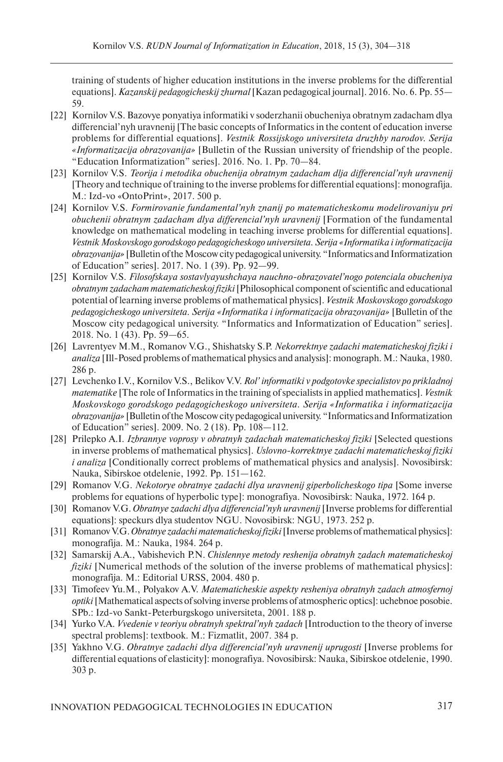training of students of higher education institutions in the inverse problems for the differential equations]. *Kazanskij pedagogicheskij zhurnal* [Kazan pedagogical journal]. 2016. No. 6. Pp. 55—59.

[22] Kornilov V.S. Bazovye ponyatiya informatiki v soderzhanii obucheniya obratnym zadacham dlya differencial'nyh uravnenij [The basic concepts of Informatics in the content of education inverse problems for differential equations]. *Vestnik Rossijskogo universiteta druzhby narodov. Serija «Informatizacija obrazovanija»* [Bulletin of the Russian university of friendship of the people. "Education Informatization" series]. 2016. No. 1. Pp. 70—84.

[23] Kornilov V.S. *Teorija i metodika obuchenija obratnym zadacham dlja differencial'nyh uravnenij* [Theory and technique of training to the inverse problems for differential equations]: monografija. M.: Izd-vo «OntoPrint», 2017. 500 p.

[24] Kornilov V.S. *Formirovanie fundamental'nyh znanij po matematicheskomu modelirovaniyu pri obuchenii obratnym zadacham dlya differencial'nyh uravnenij* [Formation of the fundamental knowledge on mathematical modeling in teaching inverse problems for differential equations]. *Vestnik Moskovskogo gorodskogo pedagogicheskogo universiteta. Serija «Informatika i informatizacija obrazovanija»* [Bulletin of the Moscow city pedagogical university. "Informatics and Informatization of Education" series]. 2017. No. 1 (39). Pp. 92—99.

[25] Kornilov V.S. *Filosofskaya sostavlyayushchaya nauchno-obrazovatel'nogo potenciala obucheniya obratnym zadacham matematicheskoj fiziki* [Philosophical component of scientific and educational potential of learning inverse problems of mathematical physics]. *Vestnik Moskovskogo gorodskogo pedagogicheskogo universiteta. Serija «Informatika i informatizacija obrazovanija»* [Bulletin of the Moscow city pedagogical university. "Informatics and Informatization of Education" series]. 2018. No. 1 (43). Pp. 59—65.

[26] Lavrentyev M.M., Romanov V.G., Shishatsky S.P. *Nekorrektnye zadachi matematicheskoj fiziki i analiza* [Ill-Posed problems of mathematical physics and analysis]: monograph. M.: Nauka, 1980. 286 p.

[27] Levchenko I.V., Kornilov V.S., Belikov V.V. *Rol' informatiki v podgotovke specialistov po prikladnoj matematike* [The role of Informatics in the training of specialists in applied mathematics]. *Vestnik Moskovskogo gorodskogo pedagogicheskogo universiteta. Serija «Informatika i informatizacija obrazovanija»* [Bulletin of the Moscow city pedagogical university. "Informatics and Informatization of Education" series]. 2009. No. 2 (18). Pp. 108—112.

[28] Prilepko A.I. *Izbrannye voprosy v obratnyh zadachah matematicheskoj fiziki* [Selected questions in inverse problems of mathematical physics]. *Uslovno-korrektnye zadachi matematicheskoj fiziki i analiza* [Conditionally correct problems of mathematical physics and analysis]. Novosibirsk: Nauka, Sibirskoe otdelenie, 1992. Pp. 151—162.

[29] Romanov V.G. *Nekotorye obratnye zadachi dlya uravnenij giperbolicheskogo tipa* [Some inverse problems for equations of hyperbolic type]: monografiya. Novosibirsk: Nauka, 1972. 164 p.

[30] Romanov V.G. *Obratnye zadachi dlya differencial'nyh uravnenij* [Inverse problems for differential equations]: speckurs dlya studentov NGU. Novosibirsk: NGU, 1973. 252 p.

[31] Romanov V.G. *Obratnye zadachi matematicheskoj fiziki* [Inverse problems of mathematical physics]: monografija. M.: Nauka, 1984. 264 p.

[32] Samarskij A.A., Vabishevich P.N. *Chislennye metody reshenija obratnyh zadach matematicheskoj fiziki* [Numerical methods of the solution of the inverse problems of mathematical physics]: monografija. M.: Editorial URSS, 2004. 480 p.

[33] Timofeev Yu.M., Polyakov A.V. *Matematicheskie aspekty resheniya obratnyh zadach atmosfernoj optiki* [Mathematical aspects of solving inverse problems of atmospheric optics]: uchebnoe posobie. SPb.: Izd-vo Sankt-Peterburgskogo universiteta, 2001. 188 p.

[34] Yurko V.A. *Vvedenie v teoriyu obratnyh spektral'nyh zadach* [Introduction to the theory of inverse spectral problems]: textbook. M.: Fizmatlit, 2007. 384 p.

[35] Yakhno V.G. *Obratnye zadachi dlya differencial'nyh uravnenij uprugosti* [Inverse problems for differential equations of elasticity]: monografiya. Novosibirsk: Nauka, Sibirskoe otdelenie, 1990. 303 p.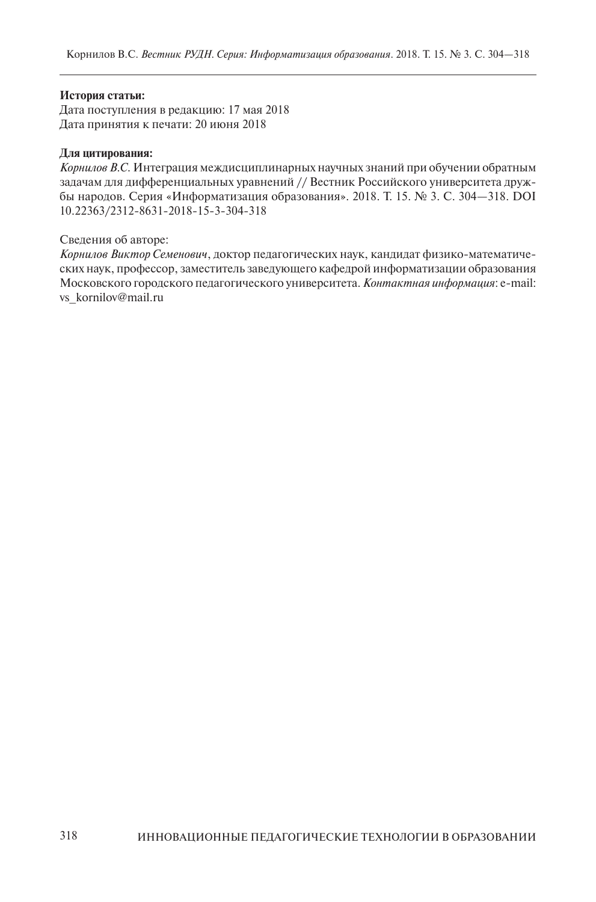**История статьи:**
Дата поступления в редакцию: 17 мая 2018
Дата принятия к печати: 20 июня 2018

**Для цитирования:**
*Корнилов В.С.* Интеграция междисциплинарных научных знаний при обучении обратным задачам для дифференциальных уравнений // Вестник Российского университета дружбы народов. Серия «Информатизация образования». 2018. Т. 15. № 3. С. 304—318. DOI 10.22363/2312-8631-2018-15-3-304-318

Сведения об авторе:
*Корнилов Виктор Семенович*, доктор педагогических наук, кандидат физико-математических наук, профессор, заместитель заведующего кафедрой информатизации образования Московского городского педагогического университета. *Контактная информация*: e-mail: vs_kornilov@mail.ru